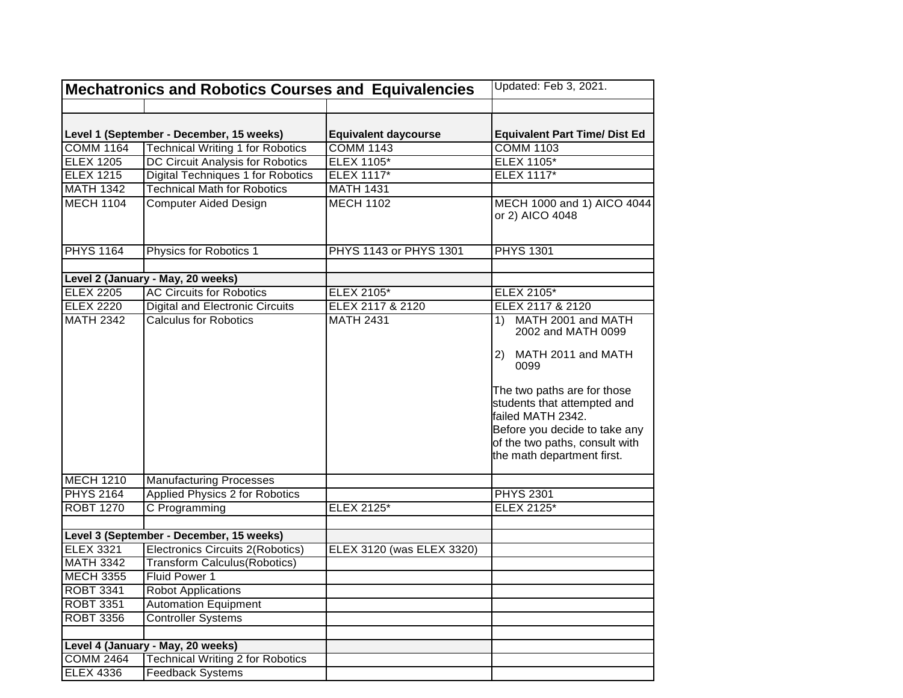| Mechatronics and Robotics Courses and Equivalencies | | | Updated: Feb 3, 2021. |
|---|---|---|---|
| | | | |
| **Level 1 (September - December, 15 weeks)** | | **Equivalent daycourse** | **Equivalent Part Time/ Dist Ed** |
| COMM 1164 | Technical Writing 1 for Robotics | COMM 1143 | COMM 1103 |
| ELEX 1205 | DC Circuit Analysis for Robotics | ELEX 1105* | ELEX 1105* |
| ELEX 1215 | Digital Techniques 1 for Robotics | ELEX 1117* | ELEX 1117* |
| MATH 1342 | Technical Math for Robotics | MATH 1431 | |
| MECH 1104 | Computer Aided Design | MECH 1102 | MECH 1000 and 1) AICO 4044 or 2) AICO 4048 |
| PHYS 1164 | Physics for Robotics 1 | PHYS 1143 or PHYS 1301 | PHYS 1301 |
| | | | |
| **Level 2 (January - May, 20 weeks)** | | | |
| ELEX 2205 | AC Circuits for Robotics | ELEX 2105* | ELEX 2105* |
| ELEX 2220 | Digital and Electronic Circuits | ELEX 2117 & 2120 | ELEX 2117 & 2120 |
| MATH 2342 | Calculus for Robotics | MATH 2431 | 1) MATH 2001 and MATH 2002 and MATH 0099<br>2) MATH 2011 and MATH 0099<br>The two paths are for those students that attempted and failed MATH 2342.<br>Before you decide to take any of the two paths, consult with the math department first. |
| MECH 1210 | Manufacturing Processes | | |
| PHYS 2164 | Applied Physics 2 for Robotics | | PHYS 2301 |
| ROBT 1270 | C Programming | ELEX 2125* | ELEX 2125* |
| | | | |
| **Level 3 (September - December, 15 weeks)** | | | |
| ELEX 3321 | Electronics Circuits 2(Robotics) | ELEX 3120 (was ELEX 3320) | |
| MATH 3342 | Transform Calculus(Robotics) | | |
| MECH 3355 | Fluid Power 1 | | |
| ROBT 3341 | Robot Applications | | |
| ROBT 3351 | Automation Equipment | | |
| ROBT 3356 | Controller Systems | | |
| | | | |
| **Level 4 (January - May, 20 weeks)** | | | |
| COMM 2464 | Technical Writing 2 for Robotics | | |
| ELEX 4336 | Feedback Systems | | |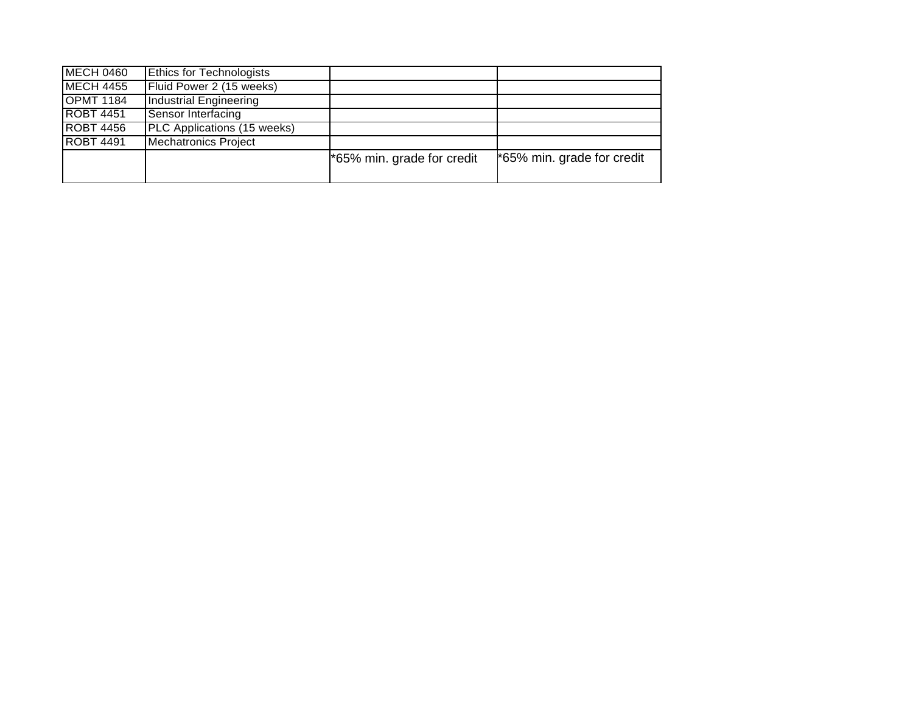| | | | |
|---|---|---|---|
| MECH 0460 | Ethics for Technologists | | |
| MECH 4455 | Fluid Power 2 (15 weeks) | | |
| OPMT 1184 | Industrial Engineering | | |
| ROBT 4451 | Sensor Interfacing | | |
| ROBT 4456 | PLC Applications (15 weeks) | | |
| ROBT 4491 | Mechatronics Project | | |
| | | *65% min. grade for credit | *65% min. grade for credit |